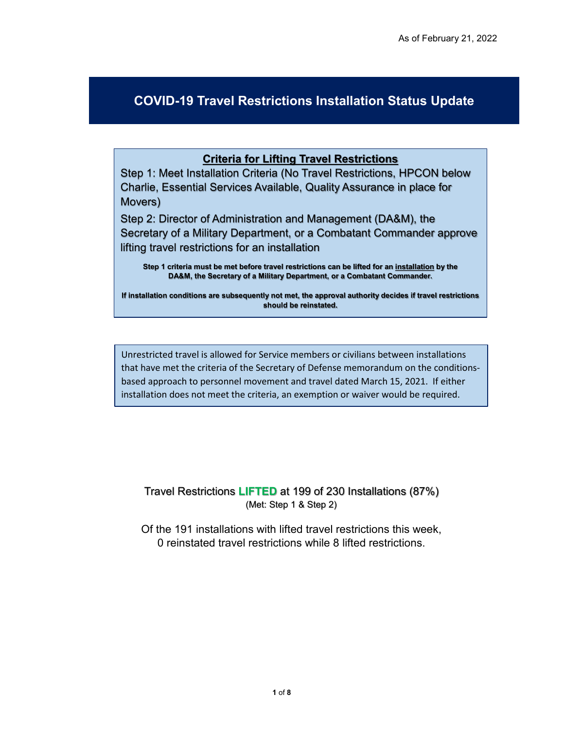As of February 21, 2022

# COVID-19 Travel Restrictions Installation Status Update

## Criteria for Lifting Travel Restrictions

Step 1: Meet Installation Criteria (No Travel Restrictions, HPCON below Charlie, Essential Services Available, Quality Assurance in place for Movers)

Step 2: Director of Administration and Management (DA&M), the Secretary of a Military Department, or a Combatant Commander approve lifting travel restrictions for an installation

**Step 1 criteria must be met before travel restrictions can be lifted for an installation by the DA&M, the Secretary of a Military Department, or a Combatant Commander.**

**If installation conditions are subsequently not met, the approval authority decides if travel restrictions should be reinstated.**

Unrestricted travel is allowed for Service members or civilians between installations that have met the criteria of the Secretary of Defense memorandum on the conditions-based approach to personnel movement and travel dated March 15, 2021. If either installation does not meet the criteria, an exemption or waiver would be required.

Travel Restrictions **LIFTED** at 199 of 230 Installations (87%)
(Met: Step 1 & Step 2)

Of the 191 installations with lifted travel restrictions this week, 0 reinstated travel restrictions while 8 lifted restrictions.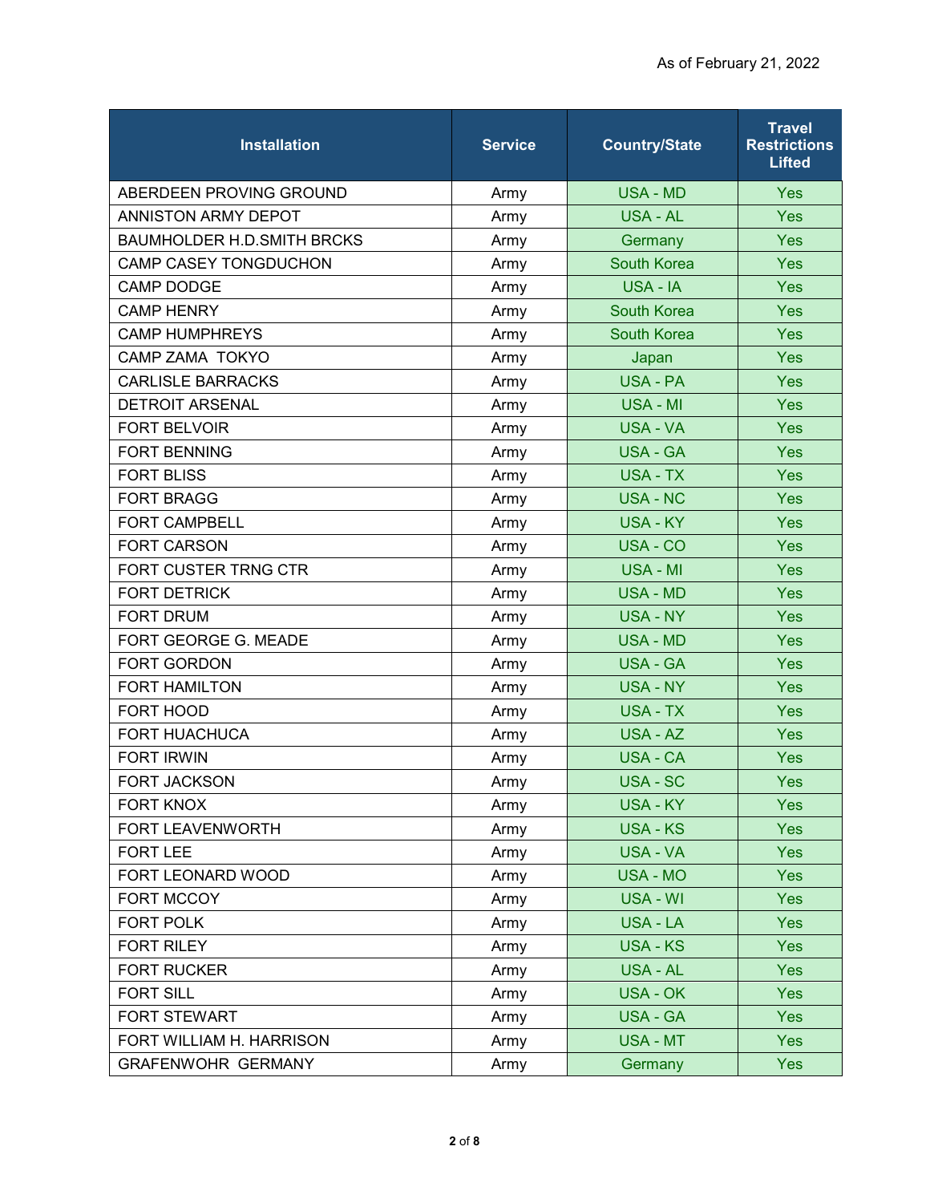As of February 21, 2022

| Installation | Service | Country/State | Travel Restrictions Lifted |
|---|---|---|---|
| ABERDEEN PROVING GROUND | Army | USA - MD | Yes |
| ANNISTON ARMY DEPOT | Army | USA - AL | Yes |
| BAUMHOLDER H.D.SMITH BRCKS | Army | Germany | Yes |
| CAMP CASEY TONGDUCHON | Army | South Korea | Yes |
| CAMP DODGE | Army | USA - IA | Yes |
| CAMP HENRY | Army | South Korea | Yes |
| CAMP HUMPHREYS | Army | South Korea | Yes |
| CAMP ZAMA TOKYO | Army | Japan | Yes |
| CARLISLE BARRACKS | Army | USA - PA | Yes |
| DETROIT ARSENAL | Army | USA - MI | Yes |
| FORT BELVOIR | Army | USA - VA | Yes |
| FORT BENNING | Army | USA - GA | Yes |
| FORT BLISS | Army | USA - TX | Yes |
| FORT BRAGG | Army | USA - NC | Yes |
| FORT CAMPBELL | Army | USA - KY | Yes |
| FORT CARSON | Army | USA - CO | Yes |
| FORT CUSTER TRNG CTR | Army | USA - MI | Yes |
| FORT DETRICK | Army | USA - MD | Yes |
| FORT DRUM | Army | USA - NY | Yes |
| FORT GEORGE G. MEADE | Army | USA - MD | Yes |
| FORT GORDON | Army | USA - GA | Yes |
| FORT HAMILTON | Army | USA - NY | Yes |
| FORT HOOD | Army | USA - TX | Yes |
| FORT HUACHUCA | Army | USA - AZ | Yes |
| FORT IRWIN | Army | USA - CA | Yes |
| FORT JACKSON | Army | USA - SC | Yes |
| FORT KNOX | Army | USA - KY | Yes |
| FORT LEAVENWORTH | Army | USA - KS | Yes |
| FORT LEE | Army | USA - VA | Yes |
| FORT LEONARD WOOD | Army | USA - MO | Yes |
| FORT MCCOY | Army | USA - WI | Yes |
| FORT POLK | Army | USA - LA | Yes |
| FORT RILEY | Army | USA - KS | Yes |
| FORT RUCKER | Army | USA - AL | Yes |
| FORT SILL | Army | USA - OK | Yes |
| FORT STEWART | Army | USA - GA | Yes |
| FORT WILLIAM H. HARRISON | Army | USA - MT | Yes |
| GRAFENWOHR GERMANY | Army | Germany | Yes |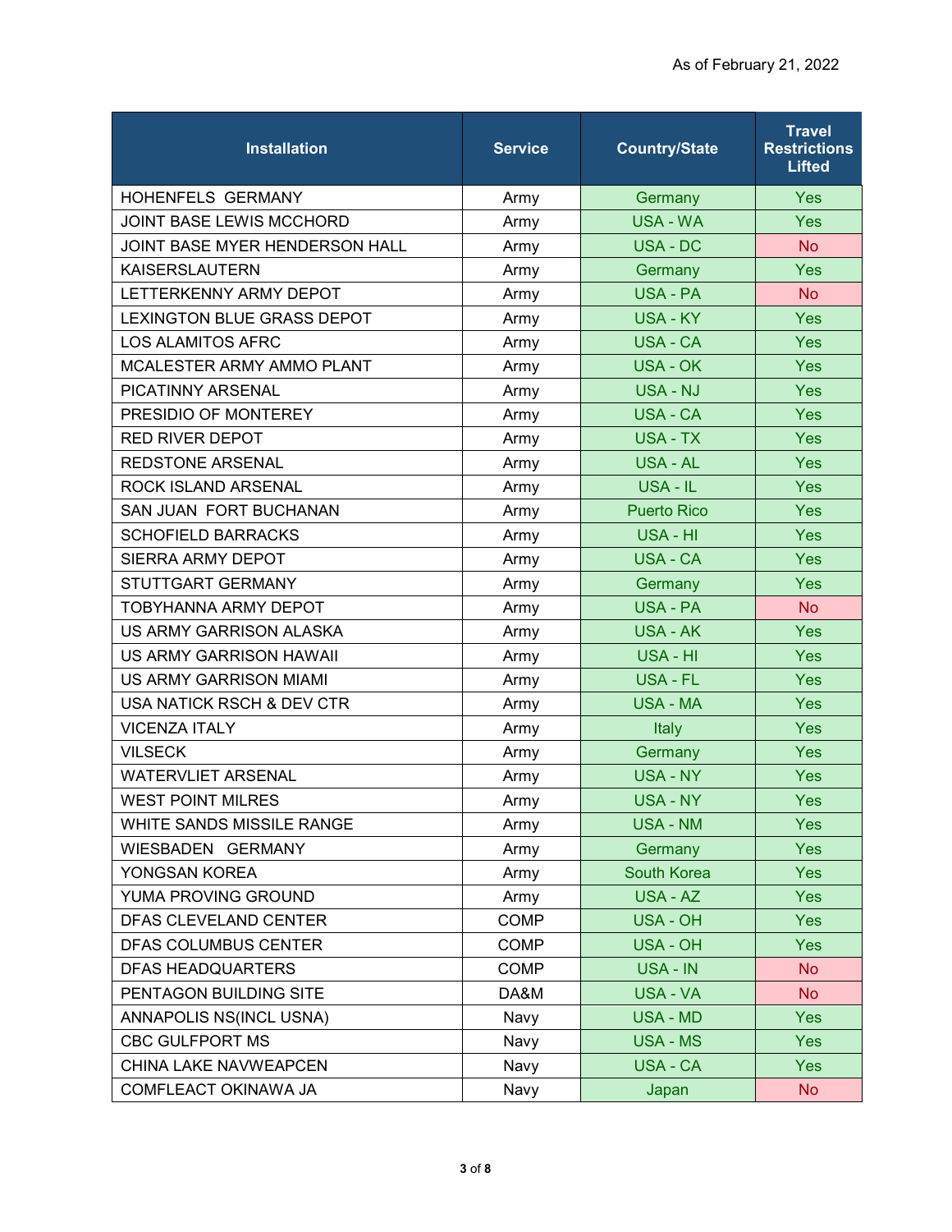As of February 21, 2022

| Installation | Service | Country/State | Travel Restrictions Lifted |
|---|---|---|---|
| HOHENFELS  GERMANY | Army | Germany | Yes |
| JOINT BASE LEWIS MCCHORD | Army | USA - WA | Yes |
| JOINT BASE MYER HENDERSON HALL | Army | USA - DC | No |
| KAISERSLAUTERN | Army | Germany | Yes |
| LETTERKENNY ARMY DEPOT | Army | USA - PA | No |
| LEXINGTON BLUE GRASS DEPOT | Army | USA - KY | Yes |
| LOS ALAMITOS AFRC | Army | USA - CA | Yes |
| MCALESTER ARMY AMMO PLANT | Army | USA - OK | Yes |
| PICATINNY ARSENAL | Army | USA - NJ | Yes |
| PRESIDIO OF MONTEREY | Army | USA - CA | Yes |
| RED RIVER DEPOT | Army | USA - TX | Yes |
| REDSTONE ARSENAL | Army | USA - AL | Yes |
| ROCK ISLAND ARSENAL | Army | USA - IL | Yes |
| SAN JUAN  FORT BUCHANAN | Army | Puerto Rico | Yes |
| SCHOFIELD BARRACKS | Army | USA - HI | Yes |
| SIERRA ARMY DEPOT | Army | USA - CA | Yes |
| STUTTGART GERMANY | Army | Germany | Yes |
| TOBYHANNA ARMY DEPOT | Army | USA - PA | No |
| US ARMY GARRISON ALASKA | Army | USA - AK | Yes |
| US ARMY GARRISON HAWAII | Army | USA - HI | Yes |
| US ARMY GARRISON MIAMI | Army | USA - FL | Yes |
| USA NATICK RSCH & DEV CTR | Army | USA - MA | Yes |
| VICENZA ITALY | Army | Italy | Yes |
| VILSECK | Army | Germany | Yes |
| WATERVLIET ARSENAL | Army | USA - NY | Yes |
| WEST POINT MILRES | Army | USA - NY | Yes |
| WHITE SANDS MISSILE RANGE | Army | USA - NM | Yes |
| WIESBADEN   GERMANY | Army | Germany | Yes |
| YONGSAN KOREA | Army | South Korea | Yes |
| YUMA PROVING GROUND | Army | USA - AZ | Yes |
| DFAS CLEVELAND CENTER | COMP | USA - OH | Yes |
| DFAS COLUMBUS CENTER | COMP | USA - OH | Yes |
| DFAS HEADQUARTERS | COMP | USA - IN | No |
| PENTAGON BUILDING SITE | DA&M | USA - VA | No |
| ANNAPOLIS NS(INCL USNA) | Navy | USA - MD | Yes |
| CBC GULFPORT MS | Navy | USA - MS | Yes |
| CHINA LAKE NAVWEAPCEN | Navy | USA - CA | Yes |
| COMFLEACT OKINAWA JA | Navy | Japan | No |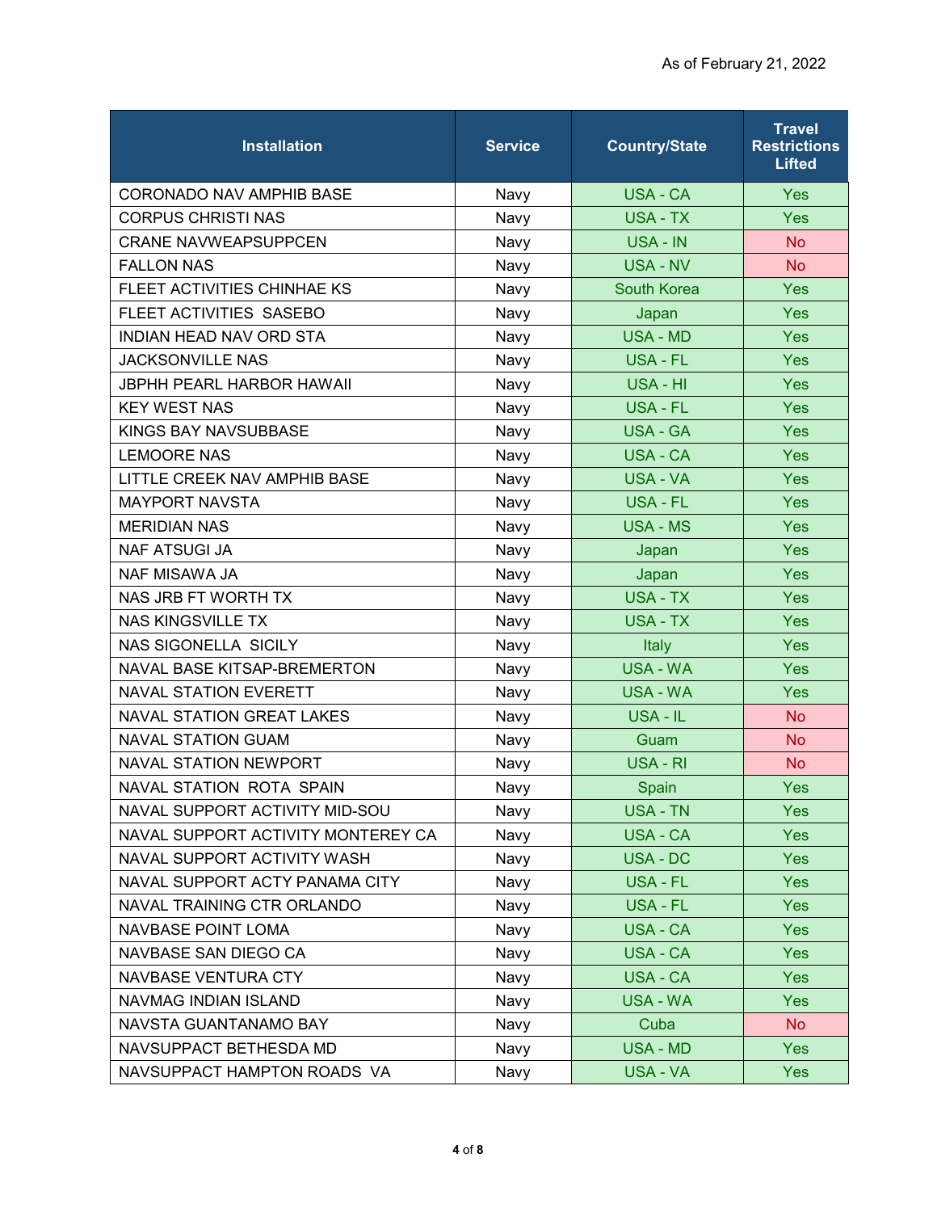As of February 21, 2022

| Installation | Service | Country/State | Travel Restrictions Lifted |
|---|---|---|---|
| CORONADO NAV AMPHIB BASE | Navy | USA - CA | Yes |
| CORPUS CHRISTI NAS | Navy | USA - TX | Yes |
| CRANE NAVWEAPSUPPCEN | Navy | USA - IN | No |
| FALLON NAS | Navy | USA - NV | No |
| FLEET ACTIVITIES CHINHAE KS | Navy | South Korea | Yes |
| FLEET ACTIVITIES SASEBO | Navy | Japan | Yes |
| INDIAN HEAD NAV ORD STA | Navy | USA - MD | Yes |
| JACKSONVILLE NAS | Navy | USA - FL | Yes |
| JBPHH PEARL HARBOR HAWAII | Navy | USA - HI | Yes |
| KEY WEST NAS | Navy | USA - FL | Yes |
| KINGS BAY NAVSUBBASE | Navy | USA - GA | Yes |
| LEMOORE NAS | Navy | USA - CA | Yes |
| LITTLE CREEK NAV AMPHIB BASE | Navy | USA - VA | Yes |
| MAYPORT NAVSTA | Navy | USA - FL | Yes |
| MERIDIAN NAS | Navy | USA - MS | Yes |
| NAF ATSUGI JA | Navy | Japan | Yes |
| NAF MISAWA JA | Navy | Japan | Yes |
| NAS JRB FT WORTH TX | Navy | USA - TX | Yes |
| NAS KINGSVILLE TX | Navy | USA - TX | Yes |
| NAS SIGONELLA SICILY | Navy | Italy | Yes |
| NAVAL BASE KITSAP-BREMERTON | Navy | USA - WA | Yes |
| NAVAL STATION EVERETT | Navy | USA - WA | Yes |
| NAVAL STATION GREAT LAKES | Navy | USA - IL | No |
| NAVAL STATION GUAM | Navy | Guam | No |
| NAVAL STATION NEWPORT | Navy | USA - RI | No |
| NAVAL STATION ROTA SPAIN | Navy | Spain | Yes |
| NAVAL SUPPORT ACTIVITY MID-SOU | Navy | USA - TN | Yes |
| NAVAL SUPPORT ACTIVITY MONTEREY CA | Navy | USA - CA | Yes |
| NAVAL SUPPORT ACTIVITY WASH | Navy | USA - DC | Yes |
| NAVAL SUPPORT ACTY PANAMA CITY | Navy | USA - FL | Yes |
| NAVAL TRAINING CTR ORLANDO | Navy | USA - FL | Yes |
| NAVBASE POINT LOMA | Navy | USA - CA | Yes |
| NAVBASE SAN DIEGO CA | Navy | USA - CA | Yes |
| NAVBASE VENTURA CTY | Navy | USA - CA | Yes |
| NAVMAG INDIAN ISLAND | Navy | USA - WA | Yes |
| NAVSTA GUANTANAMO BAY | Navy | Cuba | No |
| NAVSUPPACT BETHESDA MD | Navy | USA - MD | Yes |
| NAVSUPPACT HAMPTON ROADS VA | Navy | USA - VA | Yes |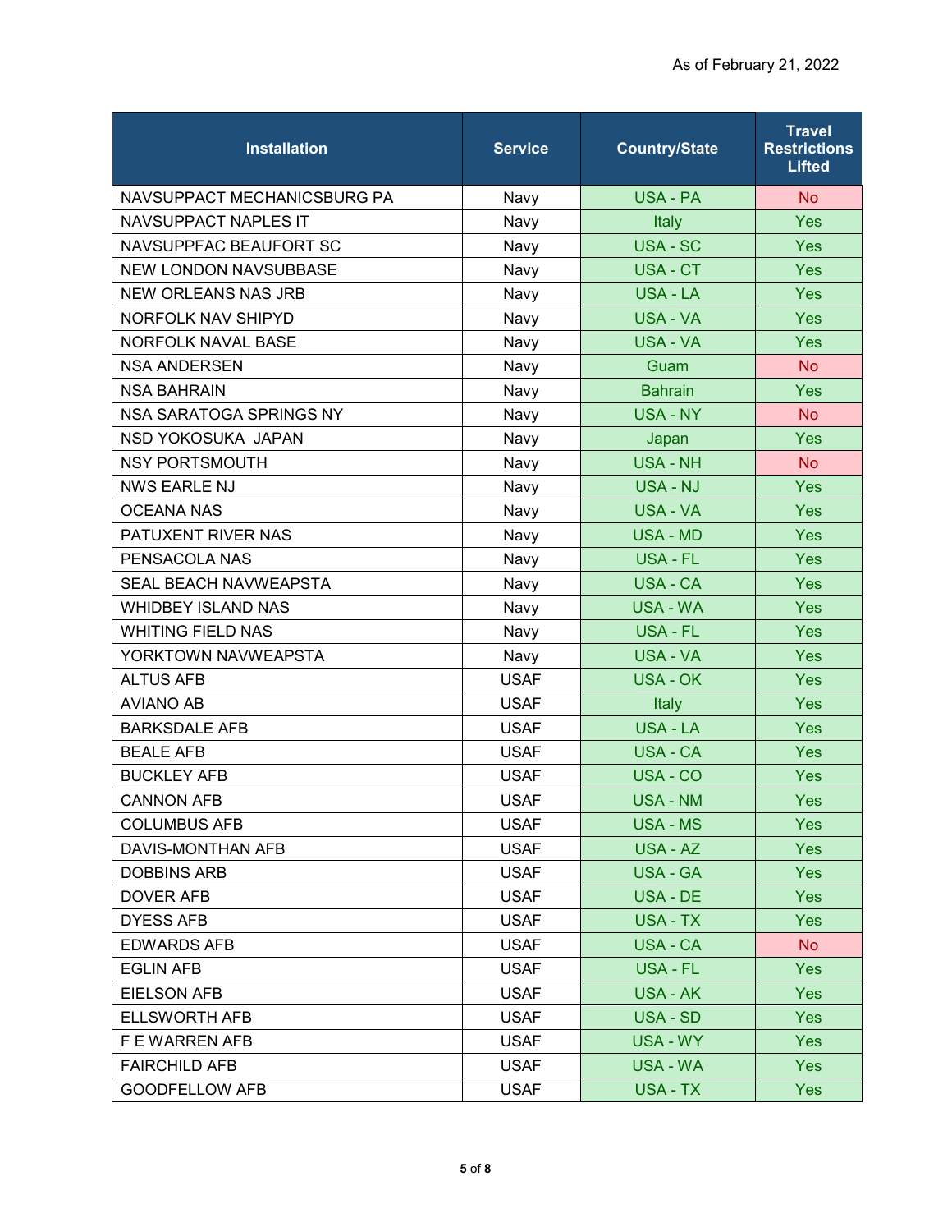As of February 21, 2022

| Installation | Service | Country/State | Travel Restrictions Lifted |
|---|---|---|---|
| NAVSUPPACT MECHANICSBURG PA | Navy | USA - PA | No |
| NAVSUPPACT NAPLES IT | Navy | Italy | Yes |
| NAVSUPPFAC BEAUFORT SC | Navy | USA - SC | Yes |
| NEW LONDON NAVSUBBASE | Navy | USA - CT | Yes |
| NEW ORLEANS NAS JRB | Navy | USA - LA | Yes |
| NORFOLK NAV SHIPYD | Navy | USA - VA | Yes |
| NORFOLK NAVAL BASE | Navy | USA - VA | Yes |
| NSA ANDERSEN | Navy | Guam | No |
| NSA BAHRAIN | Navy | Bahrain | Yes |
| NSA SARATOGA SPRINGS NY | Navy | USA - NY | No |
| NSD YOKOSUKA JAPAN | Navy | Japan | Yes |
| NSY PORTSMOUTH | Navy | USA - NH | No |
| NWS EARLE NJ | Navy | USA - NJ | Yes |
| OCEANA NAS | Navy | USA - VA | Yes |
| PATUXENT RIVER NAS | Navy | USA - MD | Yes |
| PENSACOLA NAS | Navy | USA - FL | Yes |
| SEAL BEACH NAVWEAPSTA | Navy | USA - CA | Yes |
| WHIDBEY ISLAND NAS | Navy | USA - WA | Yes |
| WHITING FIELD NAS | Navy | USA - FL | Yes |
| YORKTOWN NAVWEAPSTA | Navy | USA - VA | Yes |
| ALTUS AFB | USAF | USA - OK | Yes |
| AVIANO AB | USAF | Italy | Yes |
| BARKSDALE AFB | USAF | USA - LA | Yes |
| BEALE AFB | USAF | USA - CA | Yes |
| BUCKLEY AFB | USAF | USA - CO | Yes |
| CANNON AFB | USAF | USA - NM | Yes |
| COLUMBUS AFB | USAF | USA - MS | Yes |
| DAVIS-MONTHAN AFB | USAF | USA - AZ | Yes |
| DOBBINS ARB | USAF | USA - GA | Yes |
| DOVER AFB | USAF | USA - DE | Yes |
| DYESS AFB | USAF | USA - TX | Yes |
| EDWARDS AFB | USAF | USA - CA | No |
| EGLIN AFB | USAF | USA - FL | Yes |
| EIELSON AFB | USAF | USA - AK | Yes |
| ELLSWORTH AFB | USAF | USA - SD | Yes |
| F E WARREN AFB | USAF | USA - WY | Yes |
| FAIRCHILD AFB | USAF | USA - WA | Yes |
| GOODFELLOW AFB | USAF | USA - TX | Yes |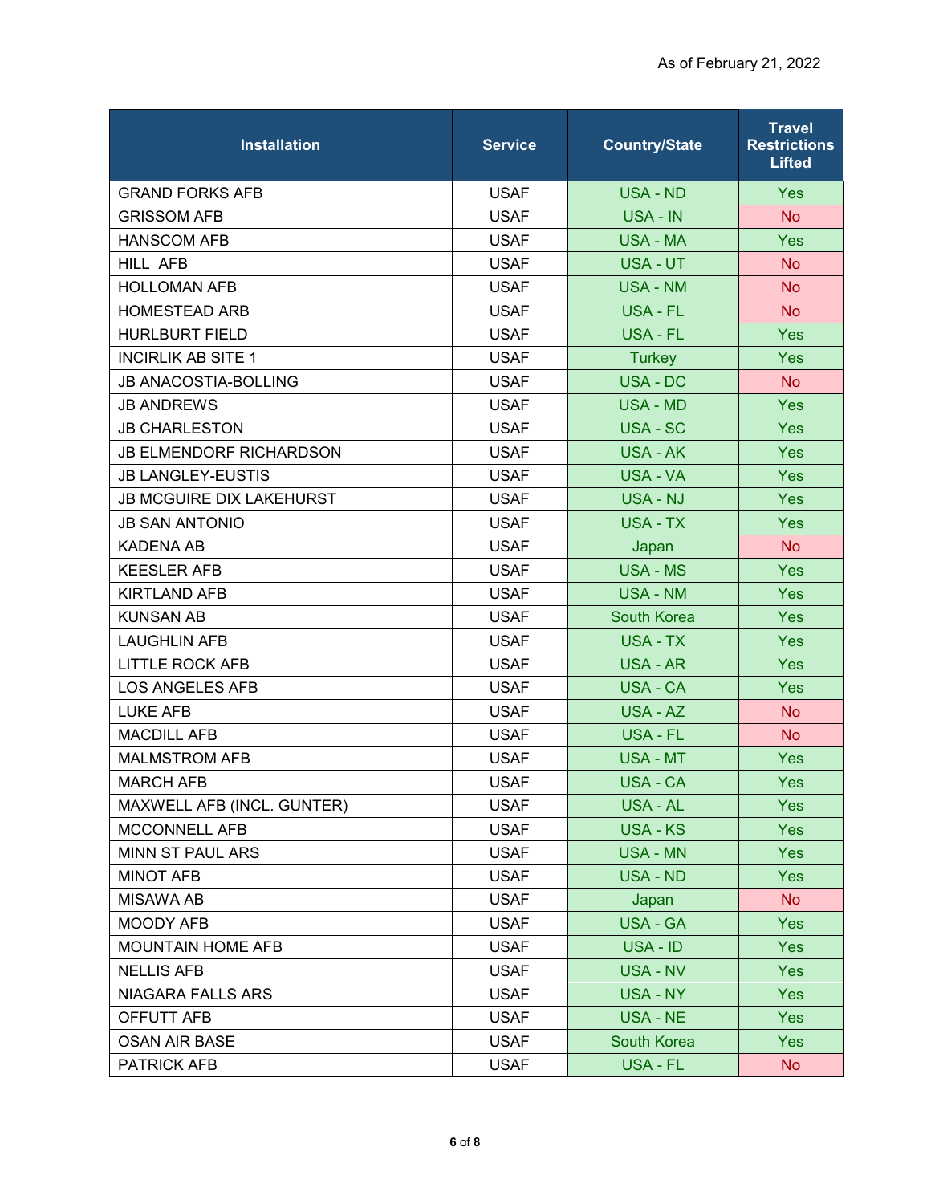As of February 21, 2022

| Installation | Service | Country/State | Travel Restrictions Lifted |
|---|---|---|---|
| GRAND FORKS AFB | USAF | USA - ND | Yes |
| GRISSOM AFB | USAF | USA - IN | No |
| HANSCOM AFB | USAF | USA - MA | Yes |
| HILL  AFB | USAF | USA - UT | No |
| HOLLOMAN AFB | USAF | USA - NM | No |
| HOMESTEAD ARB | USAF | USA - FL | No |
| HURLBURT FIELD | USAF | USA - FL | Yes |
| INCIRLIK AB SITE 1 | USAF | Turkey | Yes |
| JB ANACOSTIA-BOLLING | USAF | USA - DC | No |
| JB ANDREWS | USAF | USA - MD | Yes |
| JB CHARLESTON | USAF | USA - SC | Yes |
| JB ELMENDORF RICHARDSON | USAF | USA - AK | Yes |
| JB LANGLEY-EUSTIS | USAF | USA - VA | Yes |
| JB MCGUIRE DIX LAKEHURST | USAF | USA - NJ | Yes |
| JB SAN ANTONIO | USAF | USA - TX | Yes |
| KADENA AB | USAF | Japan | No |
| KEESLER AFB | USAF | USA - MS | Yes |
| KIRTLAND AFB | USAF | USA - NM | Yes |
| KUNSAN AB | USAF | South Korea | Yes |
| LAUGHLIN AFB | USAF | USA - TX | Yes |
| LITTLE ROCK AFB | USAF | USA - AR | Yes |
| LOS ANGELES AFB | USAF | USA - CA | Yes |
| LUKE AFB | USAF | USA - AZ | No |
| MACDILL AFB | USAF | USA - FL | No |
| MALMSTROM AFB | USAF | USA - MT | Yes |
| MARCH AFB | USAF | USA - CA | Yes |
| MAXWELL AFB (INCL. GUNTER) | USAF | USA - AL | Yes |
| MCCONNELL AFB | USAF | USA - KS | Yes |
| MINN ST PAUL ARS | USAF | USA - MN | Yes |
| MINOT AFB | USAF | USA - ND | Yes |
| MISAWA AB | USAF | Japan | No |
| MOODY AFB | USAF | USA - GA | Yes |
| MOUNTAIN HOME AFB | USAF | USA - ID | Yes |
| NELLIS AFB | USAF | USA - NV | Yes |
| NIAGARA FALLS ARS | USAF | USA - NY | Yes |
| OFFUTT AFB | USAF | USA - NE | Yes |
| OSAN AIR BASE | USAF | South Korea | Yes |
| PATRICK AFB | USAF | USA - FL | No |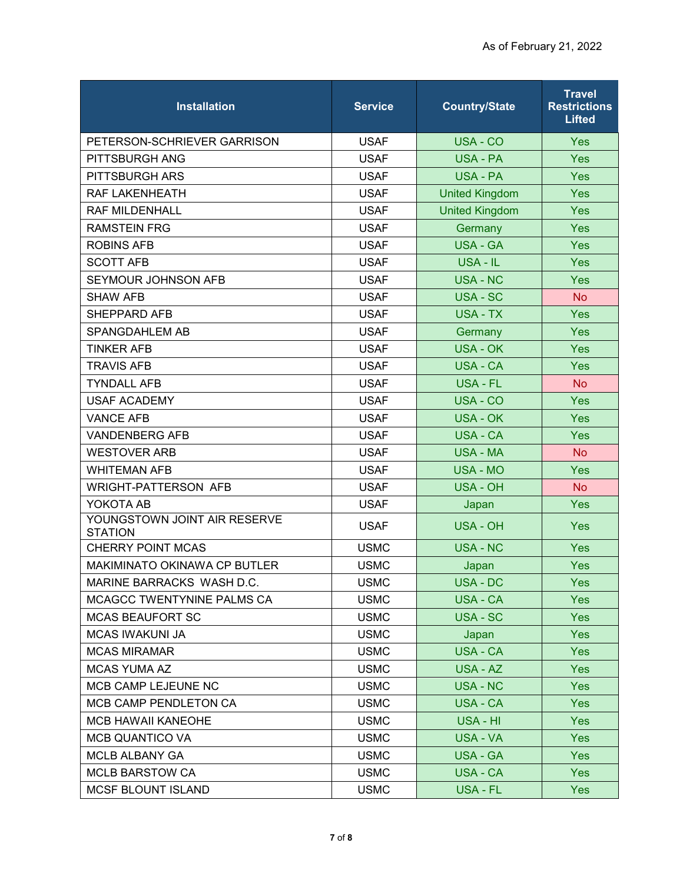As of February 21, 2022

| Installation | Service | Country/State | Travel Restrictions Lifted |
|---|---|---|---|
| PETERSON-SCHRIEVER GARRISON | USAF | USA - CO | Yes |
| PITTSBURGH ANG | USAF | USA - PA | Yes |
| PITTSBURGH ARS | USAF | USA - PA | Yes |
| RAF LAKENHEATH | USAF | United Kingdom | Yes |
| RAF MILDENHALL | USAF | United Kingdom | Yes |
| RAMSTEIN FRG | USAF | Germany | Yes |
| ROBINS AFB | USAF | USA - GA | Yes |
| SCOTT AFB | USAF | USA - IL | Yes |
| SEYMOUR JOHNSON AFB | USAF | USA - NC | Yes |
| SHAW AFB | USAF | USA - SC | No |
| SHEPPARD AFB | USAF | USA - TX | Yes |
| SPANGDAHLEM AB | USAF | Germany | Yes |
| TINKER AFB | USAF | USA - OK | Yes |
| TRAVIS AFB | USAF | USA - CA | Yes |
| TYNDALL AFB | USAF | USA - FL | No |
| USAF ACADEMY | USAF | USA - CO | Yes |
| VANCE AFB | USAF | USA - OK | Yes |
| VANDENBERG AFB | USAF | USA - CA | Yes |
| WESTOVER ARB | USAF | USA - MA | No |
| WHITEMAN AFB | USAF | USA - MO | Yes |
| WRIGHT-PATTERSON AFB | USAF | USA - OH | No |
| YOKOTA AB | USAF | Japan | Yes |
| YOUNGSTOWN JOINT AIR RESERVE STATION | USAF | USA - OH | Yes |
| CHERRY POINT MCAS | USMC | USA - NC | Yes |
| MAKIMINATO OKINAWA CP BUTLER | USMC | Japan | Yes |
| MARINE BARRACKS WASH D.C. | USMC | USA - DC | Yes |
| MCAGCC TWENTYNINE PALMS CA | USMC | USA - CA | Yes |
| MCAS BEAUFORT SC | USMC | USA - SC | Yes |
| MCAS IWAKUNI JA | USMC | Japan | Yes |
| MCAS MIRAMAR | USMC | USA - CA | Yes |
| MCAS YUMA AZ | USMC | USA - AZ | Yes |
| MCB CAMP LEJEUNE NC | USMC | USA - NC | Yes |
| MCB CAMP PENDLETON CA | USMC | USA - CA | Yes |
| MCB HAWAII KANEOHE | USMC | USA - HI | Yes |
| MCB QUANTICO VA | USMC | USA - VA | Yes |
| MCLB ALBANY GA | USMC | USA - GA | Yes |
| MCLB BARSTOW CA | USMC | USA - CA | Yes |
| MCSF BLOUNT ISLAND | USMC | USA - FL | Yes |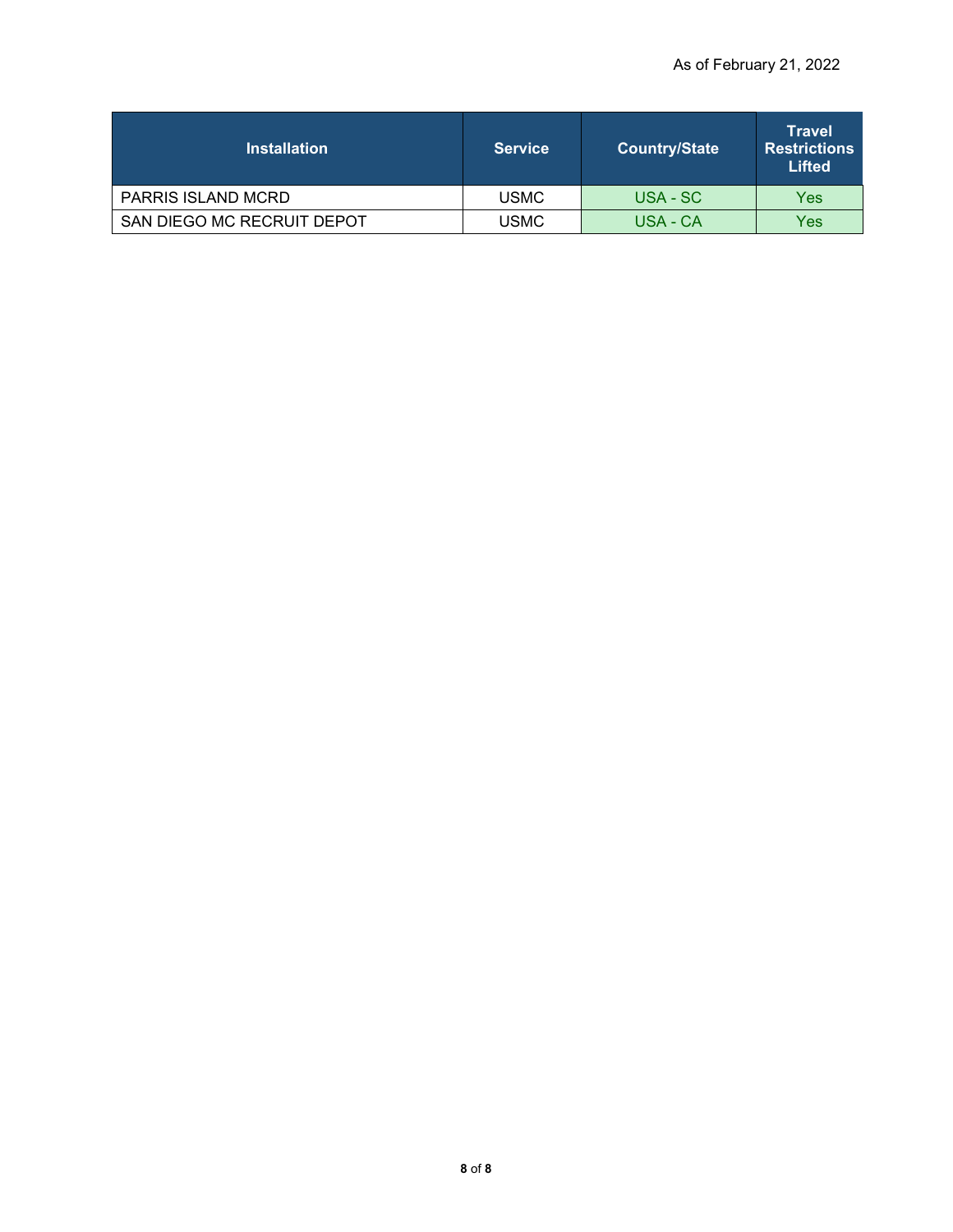As of February 21, 2022

| Installation | Service | Country/State | Travel Restrictions Lifted |
| --- | --- | --- | --- |
| PARRIS ISLAND MCRD | USMC | USA - SC | Yes |
| SAN DIEGO MC RECRUIT DEPOT | USMC | USA - CA | Yes |